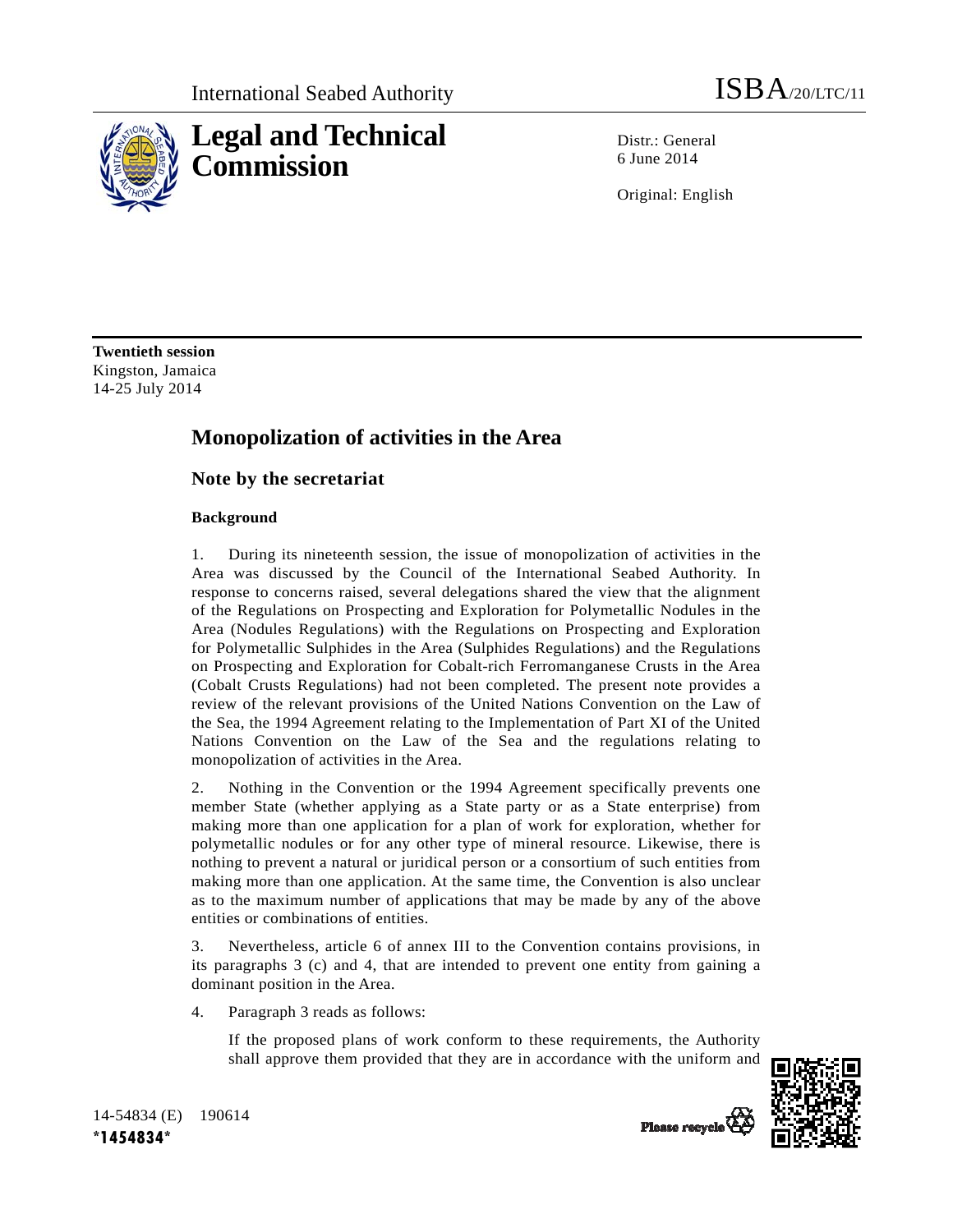International Seabed Authority

ISBA/20/LTC/11

# Legal and Technical Commission

Distr.: General
6 June 2014

Original: English

**Twentieth session**
Kingston, Jamaica
14-25 July 2014

## Monopolization of activities in the Area

### Note by the secretariat

#### Background

1. During its nineteenth session, the issue of monopolization of activities in the Area was discussed by the Council of the International Seabed Authority. In response to concerns raised, several delegations shared the view that the alignment of the Regulations on Prospecting and Exploration for Polymetallic Nodules in the Area (Nodules Regulations) with the Regulations on Prospecting and Exploration for Polymetallic Sulphides in the Area (Sulphides Regulations) and the Regulations on Prospecting and Exploration for Cobalt-rich Ferromanganese Crusts in the Area (Cobalt Crusts Regulations) had not been completed. The present note provides a review of the relevant provisions of the United Nations Convention on the Law of the Sea, the 1994 Agreement relating to the Implementation of Part XI of the United Nations Convention on the Law of the Sea and the regulations relating to monopolization of activities in the Area.

2. Nothing in the Convention or the 1994 Agreement specifically prevents one member State (whether applying as a State party or as a State enterprise) from making more than one application for a plan of work for exploration, whether for polymetallic nodules or for any other type of mineral resource. Likewise, there is nothing to prevent a natural or juridical person or a consortium of such entities from making more than one application. At the same time, the Convention is also unclear as to the maximum number of applications that may be made by any of the above entities or combinations of entities.

3. Nevertheless, article 6 of annex III to the Convention contains provisions, in its paragraphs 3 (c) and 4, that are intended to prevent one entity from gaining a dominant position in the Area.

4. Paragraph 3 reads as follows:

> If the proposed plans of work conform to these requirements, the Authority shall approve them provided that they are in accordance with the uniform and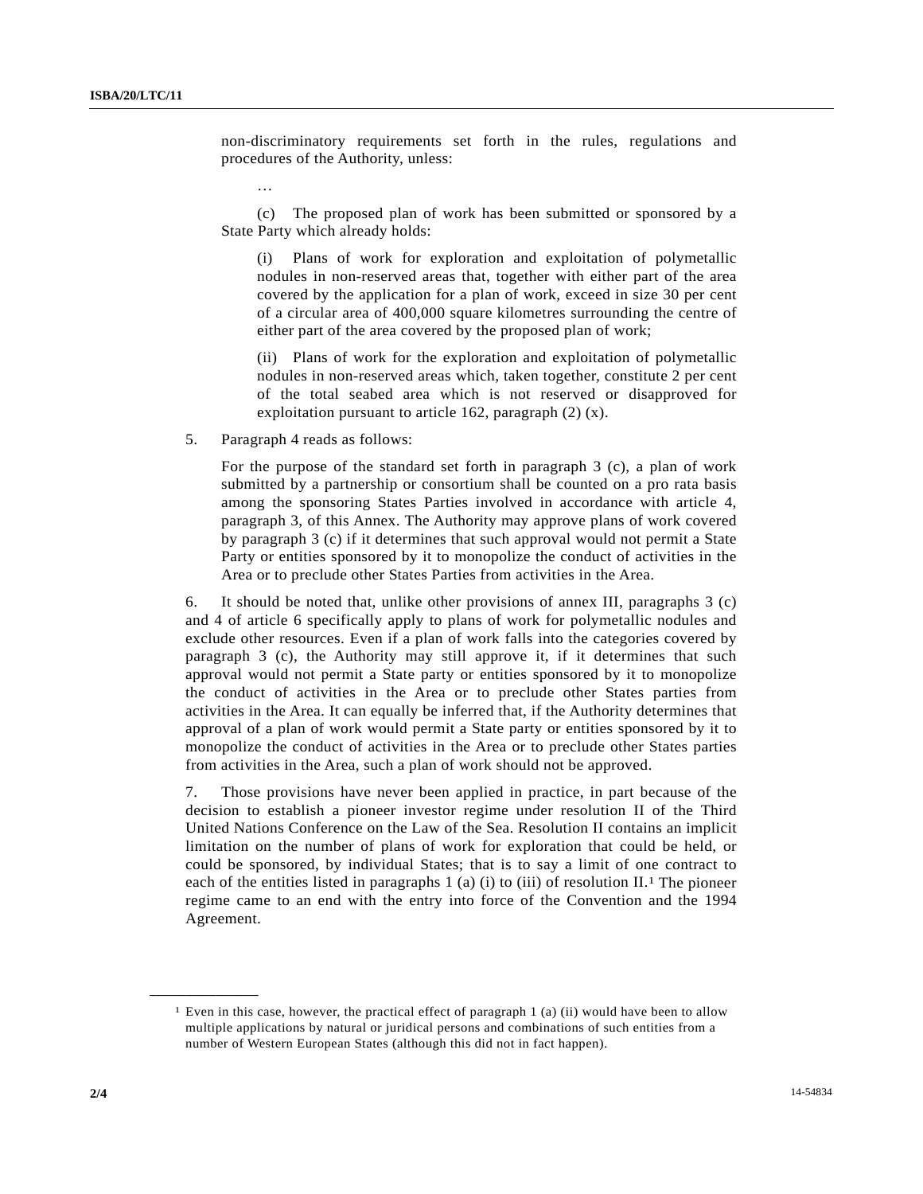non-discriminatory requirements set forth in the rules, regulations and procedures of the Authority, unless:

…

(c) The proposed plan of work has been submitted or sponsored by a State Party which already holds:

(i) Plans of work for exploration and exploitation of polymetallic nodules in non-reserved areas that, together with either part of the area covered by the application for a plan of work, exceed in size 30 per cent of a circular area of 400,000 square kilometres surrounding the centre of either part of the area covered by the proposed plan of work;

(ii) Plans of work for the exploration and exploitation of polymetallic nodules in non-reserved areas which, taken together, constitute 2 per cent of the total seabed area which is not reserved or disapproved for exploitation pursuant to article 162, paragraph (2) (x).

5. Paragraph 4 reads as follows:

For the purpose of the standard set forth in paragraph 3 (c), a plan of work submitted by a partnership or consortium shall be counted on a pro rata basis among the sponsoring States Parties involved in accordance with article 4, paragraph 3, of this Annex. The Authority may approve plans of work covered by paragraph 3 (c) if it determines that such approval would not permit a State Party or entities sponsored by it to monopolize the conduct of activities in the Area or to preclude other States Parties from activities in the Area.

6. It should be noted that, unlike other provisions of annex III, paragraphs 3 (c) and 4 of article 6 specifically apply to plans of work for polymetallic nodules and exclude other resources. Even if a plan of work falls into the categories covered by paragraph 3 (c), the Authority may still approve it, if it determines that such approval would not permit a State party or entities sponsored by it to monopolize the conduct of activities in the Area or to preclude other States parties from activities in the Area. It can equally be inferred that, if the Authority determines that approval of a plan of work would permit a State party or entities sponsored by it to monopolize the conduct of activities in the Area or to preclude other States parties from activities in the Area, such a plan of work should not be approved.

7. Those provisions have never been applied in practice, in part because of the decision to establish a pioneer investor regime under resolution II of the Third United Nations Conference on the Law of the Sea. Resolution II contains an implicit limitation on the number of plans of work for exploration that could be held, or could be sponsored, by individual States; that is to say a limit of one contract to each of the entities listed in paragraphs 1 (a) (i) to (iii) of resolution II.[1] The pioneer regime came to an end with the entry into force of the Convention and the 1994 Agreement.

---

[1] Even in this case, however, the practical effect of paragraph 1 (a) (ii) would have been to allow multiple applications by natural or juridical persons and combinations of such entities from a number of Western European States (although this did not in fact happen).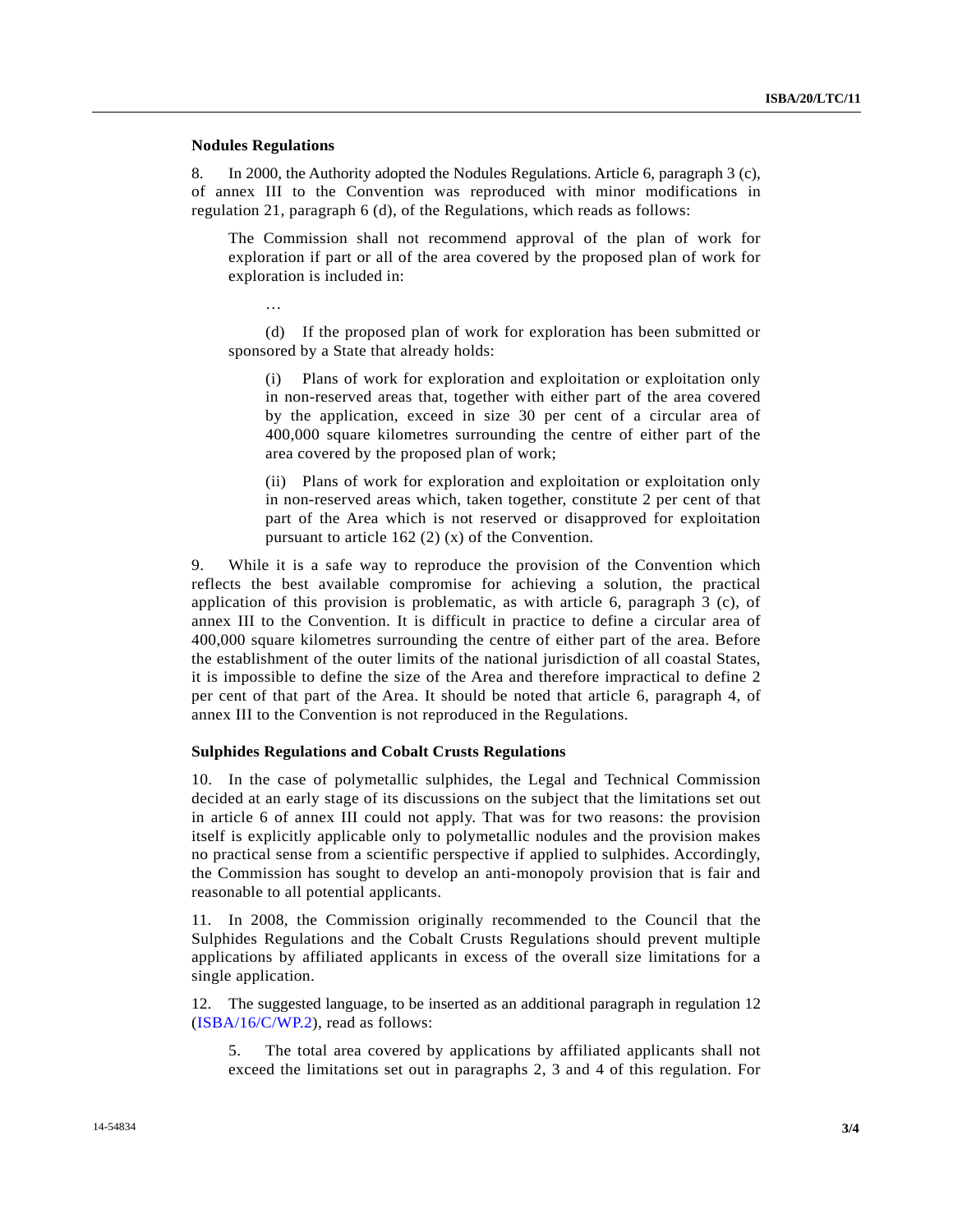### Nodules Regulations

8. In 2000, the Authority adopted the Nodules Regulations. Article 6, paragraph 3 (c), of annex III to the Convention was reproduced with minor modifications in regulation 21, paragraph 6 (d), of the Regulations, which reads as follows:

> The Commission shall not recommend approval of the plan of work for exploration if part or all of the area covered by the proposed plan of work for exploration is included in:
>
> …
>
> (d) If the proposed plan of work for exploration has been submitted or sponsored by a State that already holds:
>
> (i) Plans of work for exploration and exploitation or exploitation only in non-reserved areas that, together with either part of the area covered by the application, exceed in size 30 per cent of a circular area of 400,000 square kilometres surrounding the centre of either part of the area covered by the proposed plan of work;
>
> (ii) Plans of work for exploration and exploitation or exploitation only in non-reserved areas which, taken together, constitute 2 per cent of that part of the Area which is not reserved or disapproved for exploitation pursuant to article 162 (2) (x) of the Convention.

9. While it is a safe way to reproduce the provision of the Convention which reflects the best available compromise for achieving a solution, the practical application of this provision is problematic, as with article 6, paragraph 3 (c), of annex III to the Convention. It is difficult in practice to define a circular area of 400,000 square kilometres surrounding the centre of either part of the area. Before the establishment of the outer limits of the national jurisdiction of all coastal States, it is impossible to define the size of the Area and therefore impractical to define 2 per cent of that part of the Area. It should be noted that article 6, paragraph 4, of annex III to the Convention is not reproduced in the Regulations.

### Sulphides Regulations and Cobalt Crusts Regulations

10. In the case of polymetallic sulphides, the Legal and Technical Commission decided at an early stage of its discussions on the subject that the limitations set out in article 6 of annex III could not apply. That was for two reasons: the provision itself is explicitly applicable only to polymetallic nodules and the provision makes no practical sense from a scientific perspective if applied to sulphides. Accordingly, the Commission has sought to develop an anti-monopoly provision that is fair and reasonable to all potential applicants.

11. In 2008, the Commission originally recommended to the Council that the Sulphides Regulations and the Cobalt Crusts Regulations should prevent multiple applications by affiliated applicants in excess of the overall size limitations for a single application.

12. The suggested language, to be inserted as an additional paragraph in regulation 12 (ISBA/16/C/WP.2), read as follows:

> 5. The total area covered by applications by affiliated applicants shall not exceed the limitations set out in paragraphs 2, 3 and 4 of this regulation. For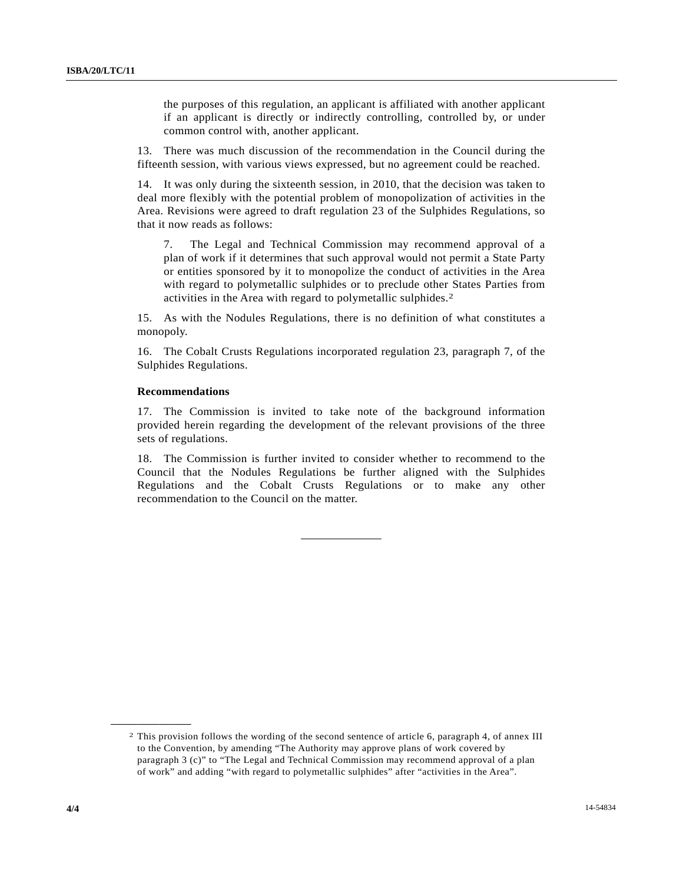the purposes of this regulation, an applicant is affiliated with another applicant if an applicant is directly or indirectly controlling, controlled by, or under common control with, another applicant.

13. There was much discussion of the recommendation in the Council during the fifteenth session, with various views expressed, but no agreement could be reached.

14. It was only during the sixteenth session, in 2010, that the decision was taken to deal more flexibly with the potential problem of monopolization of activities in the Area. Revisions were agreed to draft regulation 23 of the Sulphides Regulations, so that it now reads as follows:

> 7. The Legal and Technical Commission may recommend approval of a plan of work if it determines that such approval would not permit a State Party or entities sponsored by it to monopolize the conduct of activities in the Area with regard to polymetallic sulphides or to preclude other States Parties from activities in the Area with regard to polymetallic sulphides.[2]

15. As with the Nodules Regulations, there is no definition of what constitutes a monopoly.

16. The Cobalt Crusts Regulations incorporated regulation 23, paragraph 7, of the Sulphides Regulations.

### Recommendations

17. The Commission is invited to take note of the background information provided herein regarding the development of the relevant provisions of the three sets of regulations.

18. The Commission is further invited to consider whether to recommend to the Council that the Nodules Regulations be further aligned with the Sulphides Regulations and the Cobalt Crusts Regulations or to make any other recommendation to the Council on the matter.

---

[2] This provision follows the wording of the second sentence of article 6, paragraph 4, of annex III to the Convention, by amending "The Authority may approve plans of work covered by paragraph 3 (c)" to "The Legal and Technical Commission may recommend approval of a plan of work" and adding "with regard to polymetallic sulphides" after "activities in the Area".